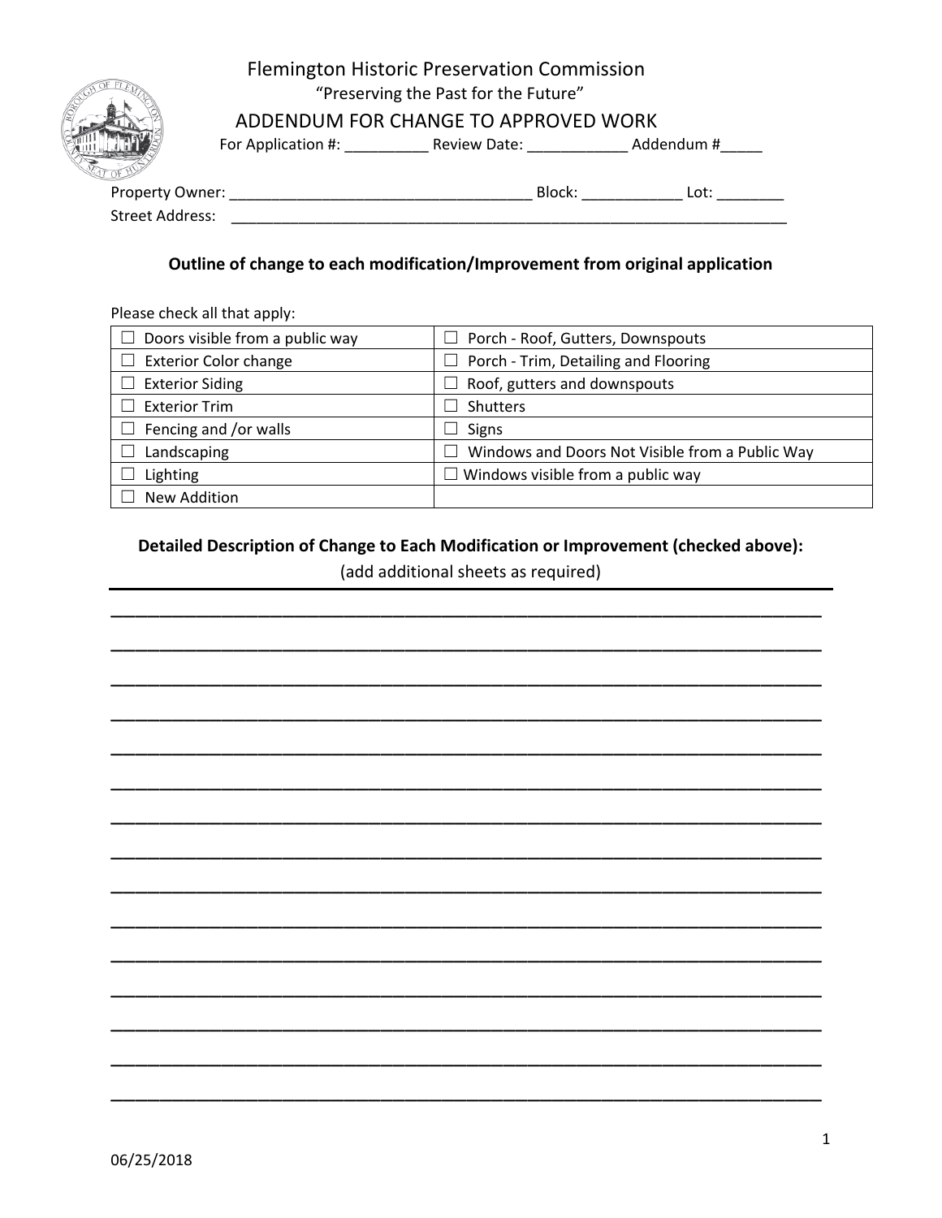# Flemington Historic Preservation Commission

"Preserving the Past for the Future"

## ADDENDUM FOR CHANGE TO APPROVED WORK

For Application #: __________ Review Date: ____________ Addendum #_____

Property Owner: ____________________________________ Block: ____________ Lot: ________

Street Address: ____________________________________________________________________

### Outline of change to each modification/Improvement from original application

Please check all that apply:

| | |
|---|---|
| ☐ Doors visible from a public way | ☐ Porch - Roof, Gutters, Downspouts |
| ☐ Exterior Color change | ☐ Porch - Trim, Detailing and Flooring |
| ☐ Exterior Siding | ☐ Roof, gutters and downspouts |
| ☐ Exterior Trim | ☐ Shutters |
| ☐ Fencing and /or walls | ☐ Signs |
| ☐ Landscaping | ☐ Windows and Doors Not Visible from a Public Way |
| ☐ Lighting | ☐ Windows visible from a public way |
| ☐ New Addition | |

### Detailed Description of Change to Each Modification or Improvement (checked above):

(add additional sheets as required)

________________________________________________________________________

________________________________________________________________________

________________________________________________________________________

________________________________________________________________________

________________________________________________________________________

________________________________________________________________________

________________________________________________________________________

________________________________________________________________________

________________________________________________________________________

________________________________________________________________________

________________________________________________________________________

________________________________________________________________________

________________________________________________________________________

________________________________________________________________________

________________________________________________________________________

06/25/2018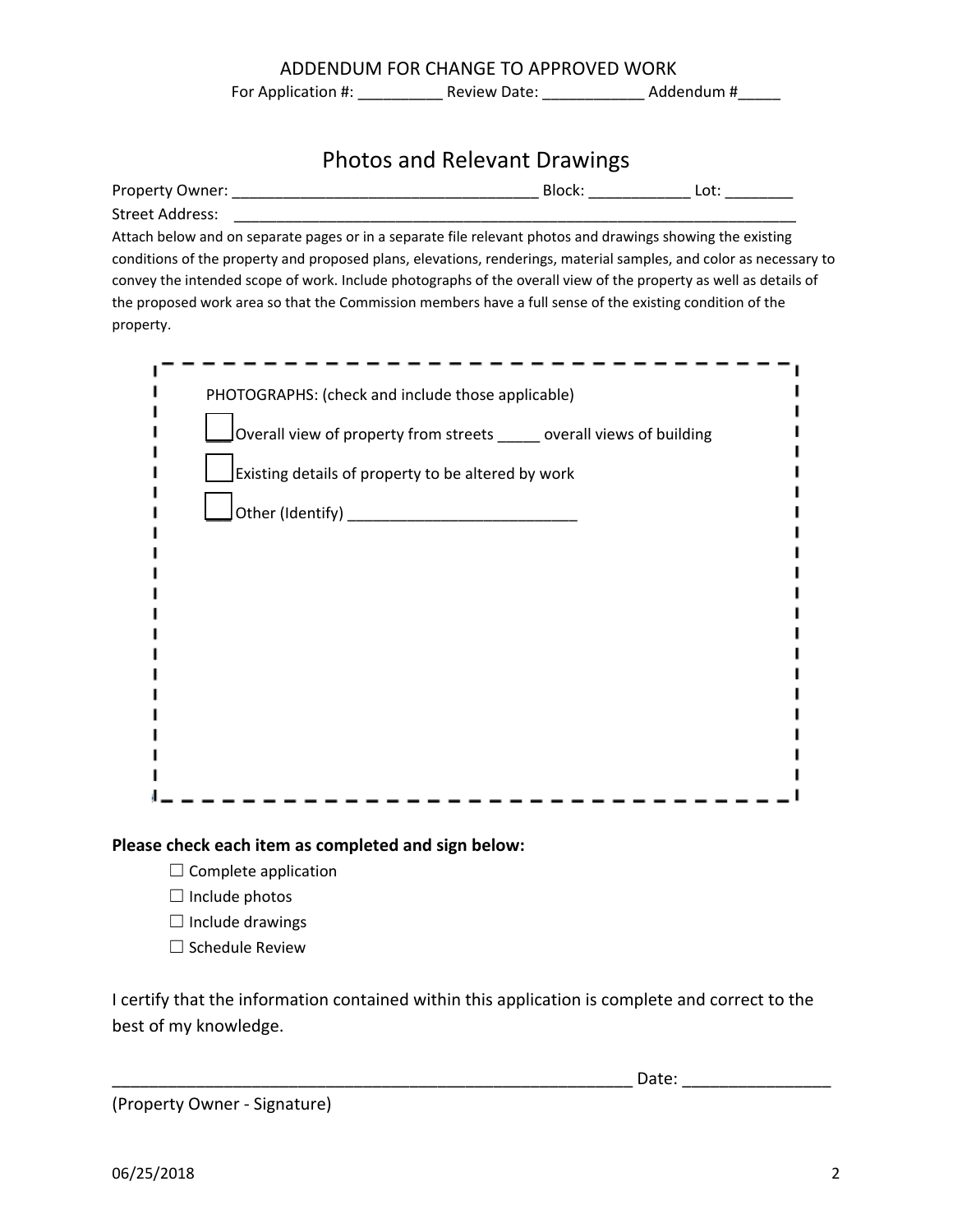ADDENDUM FOR CHANGE TO APPROVED WORK

For Application #: __________ Review Date: ____________ Addendum #_____

## Photos and Relevant Drawings

Property Owner: ___________________________________ Block: ____________ Lot: ________

Street Address: _____________________________________________________________________

Attach below and on separate pages or in a separate file relevant photos and drawings showing the existing conditions of the property and proposed plans, elevations, renderings, material samples, and color as necessary to convey the intended scope of work. Include photographs of the overall view of the property as well as details of the proposed work area so that the Commission members have a full sense of the existing condition of the property.

PHOTOGRAPHS: (check and include those applicable)

☐ Overall view of property from streets _____ overall views of building

☐ Existing details of property to be altered by work

☐ Other (Identify) ___________________________

**Please check each item as completed and sign below:**

- ☐ Complete application
- ☐ Include photos
- ☐ Include drawings
- ☐ Schedule Review

I certify that the information contained within this application is complete and correct to the best of my knowledge.

___________________________________________________________ Date: ________________

(Property Owner - Signature)

06/25/2018